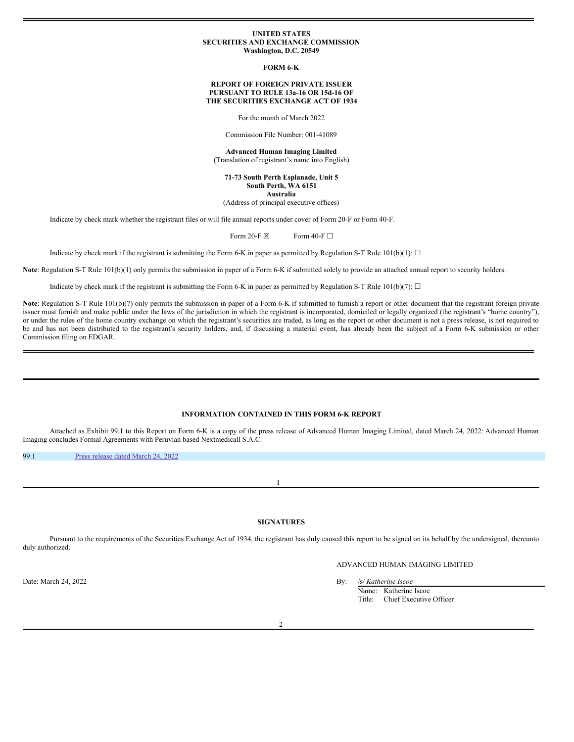**UNITED STATES**
**SECURITIES AND EXCHANGE COMMISSION**
**Washington, D.C. 20549**

**FORM 6-K**

**REPORT OF FOREIGN PRIVATE ISSUER**
**PURSUANT TO RULE 13a-16 OR 15d-16 OF**
**THE SECURITIES EXCHANGE ACT OF 1934**

For the month of March 2022

Commission File Number: 001-41089

**Advanced Human Imaging Limited**
(Translation of registrant's name into English)

**71-73 South Perth Esplanade, Unit 5**
**South Perth, WA 6151**
**Australia**
(Address of principal executive offices)

Indicate by check mark whether the registrant files or will file annual reports under cover of Form 20-F or Form 40-F.

Form 20-F ☒ Form 40-F ☐

Indicate by check mark if the registrant is submitting the Form 6-K in paper as permitted by Regulation S-T Rule 101(b)(1): ☐

**Note**: Regulation S-T Rule 101(b)(1) only permits the submission in paper of a Form 6-K if submitted solely to provide an attached annual report to security holders.

Indicate by check mark if the registrant is submitting the Form 6-K in paper as permitted by Regulation S-T Rule 101(b)(7): ☐

**Note**: Regulation S-T Rule 101(b)(7) only permits the submission in paper of a Form 6-K if submitted to furnish a report or other document that the registrant foreign private issuer must furnish and make public under the laws of the jurisdiction in which the registrant is incorporated, domiciled or legally organized (the registrant's "home country"), or under the rules of the home country exchange on which the registrant's securities are traded, as long as the report or other document is not a press release, is not required to be and has not been distributed to the registrant's security holders, and, if discussing a material event, has already been the subject of a Form 6-K submission or other Commission filing on EDGAR.

**INFORMATION CONTAINED IN THIS FORM 6-K REPORT**

Attached as Exhibit 99.1 to this Report on Form 6-K is a copy of the press release of Advanced Human Imaging Limited, dated March 24, 2022: Advanced Human Imaging concludes Formal Agreements with Peruvian based Nextmedicall S.A.C.

99.1 Press release dated March 24, 2022

**SIGNATURES**

Pursuant to the requirements of the Securities Exchange Act of 1934, the registrant has duly caused this report to be signed on its behalf by the undersigned, thereunto duly authorized.

ADVANCED HUMAN IMAGING LIMITED

Date: March 24, 2022

By: /s/ *Katherine Iscoe*
Name: Katherine Iscoe
Title: Chief Executive Officer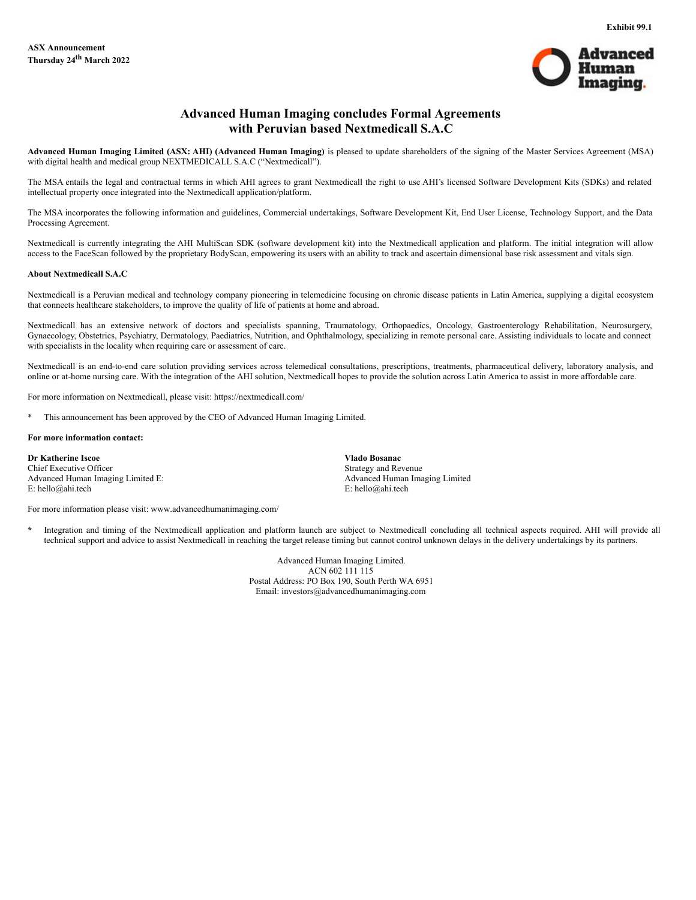Exhibit 99.1

**ASX Announcement**
**Thursday 24th March 2022**

# Advanced Human Imaging concludes Formal Agreements with Peruvian based Nextmedicall S.A.C

**Advanced Human Imaging Limited (ASX: AHI) (Advanced Human Imaging)** is pleased to update shareholders of the signing of the Master Services Agreement (MSA) with digital health and medical group NEXTMEDICALL S.A.C ("Nextmedicall").

The MSA entails the legal and contractual terms in which AHI agrees to grant Nextmedicall the right to use AHI's licensed Software Development Kits (SDKs) and related intellectual property once integrated into the Nextmedicall application/platform.

The MSA incorporates the following information and guidelines, Commercial undertakings, Software Development Kit, End User License, Technology Support, and the Data Processing Agreement.

Nextmedicall is currently integrating the AHI MultiScan SDK (software development kit) into the Nextmedicall application and platform. The initial integration will allow access to the FaceScan followed by the proprietary BodyScan, empowering its users with an ability to track and ascertain dimensional base risk assessment and vitals sign.

**About Nextmedicall S.A.C**

Nextmedicall is a Peruvian medical and technology company pioneering in telemedicine focusing on chronic disease patients in Latin America, supplying a digital ecosystem that connects healthcare stakeholders, to improve the quality of life of patients at home and abroad.

Nextmedicall has an extensive network of doctors and specialists spanning, Traumatology, Orthopaedics, Oncology, Gastroenterology Rehabilitation, Neurosurgery, Gynaecology, Obstetrics, Psychiatry, Dermatology, Paediatrics, Nutrition, and Ophthalmology, specializing in remote personal care. Assisting individuals to locate and connect with specialists in the locality when requiring care or assessment of care.

Nextmedicall is an end-to-end care solution providing services across telemedical consultations, prescriptions, treatments, pharmaceutical delivery, laboratory analysis, and online or at-home nursing care. With the integration of the AHI solution, Nextmedicall hopes to provide the solution across Latin America to assist in more affordable care.

For more information on Nextmedicall, please visit: https://nextmedicall.com/

\* This announcement has been approved by the CEO of Advanced Human Imaging Limited.

**For more information contact:**

**Dr Katherine Iscoe**
Chief Executive Officer
Advanced Human Imaging Limited E:
E: hello@ahi.tech

**Vlado Bosanac**
Strategy and Revenue
Advanced Human Imaging Limited
E: hello@ahi.tech

For more information please visit: www.advancedhumanimaging.com/

\* Integration and timing of the Nextmedicall application and platform launch are subject to Nextmedicall concluding all technical aspects required. AHI will provide all technical support and advice to assist Nextmedicall in reaching the target release timing but cannot control unknown delays in the delivery undertakings by its partners.

Advanced Human Imaging Limited.
ACN 602 111 115
Postal Address: PO Box 190, South Perth WA 6951
Email: investors@advancedhumanimaging.com